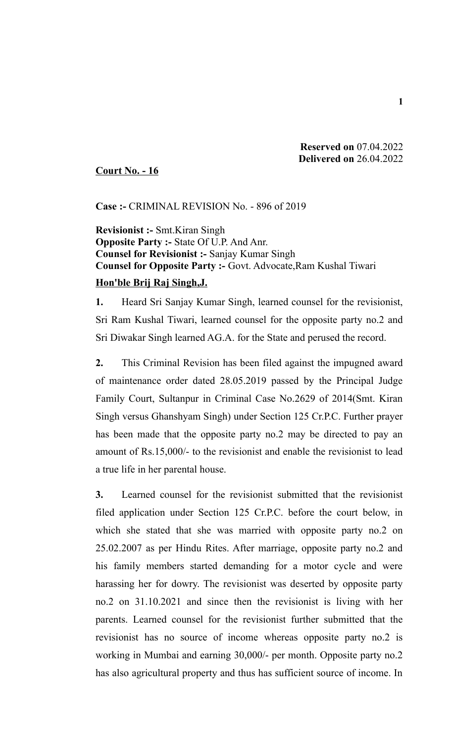**Reserved on** 07.04.2022
**Delivered on** 26.04.2022

**Court No. - 16**

**Case :-** CRIMINAL REVISION No. - 896 of 2019

**Revisionist :-** Smt.Kiran Singh
**Opposite Party :-** State Of U.P. And Anr.
**Counsel for Revisionist :-** Sanjay Kumar Singh
**Counsel for Opposite Party :-** Govt. Advocate,Ram Kushal Tiwari

**Hon'ble Brij Raj Singh,J.**

**1.** Heard Sri Sanjay Kumar Singh, learned counsel for the revisionist, Sri Ram Kushal Tiwari, learned counsel for the opposite party no.2 and Sri Diwakar Singh learned AG.A. for the State and perused the record.

**2.** This Criminal Revision has been filed against the impugned award of maintenance order dated 28.05.2019 passed by the Principal Judge Family Court, Sultanpur in Criminal Case No.2629 of 2014(Smt. Kiran Singh versus Ghanshyam Singh) under Section 125 Cr.P.C. Further prayer has been made that the opposite party no.2 may be directed to pay an amount of Rs.15,000/- to the revisionist and enable the revisionist to lead a true life in her parental house.

**3.** Learned counsel for the revisionist submitted that the revisionist filed application under Section 125 Cr.P.C. before the court below, in which she stated that she was married with opposite party no.2 on 25.02.2007 as per Hindu Rites. After marriage, opposite party no.2 and his family members started demanding for a motor cycle and were harassing her for dowry. The revisionist was deserted by opposite party no.2 on 31.10.2021 and since then the revisionist is living with her parents. Learned counsel for the revisionist further submitted that the revisionist has no source of income whereas opposite party no.2 is working in Mumbai and earning 30,000/- per month. Opposite party no.2 has also agricultural property and thus has sufficient source of income. In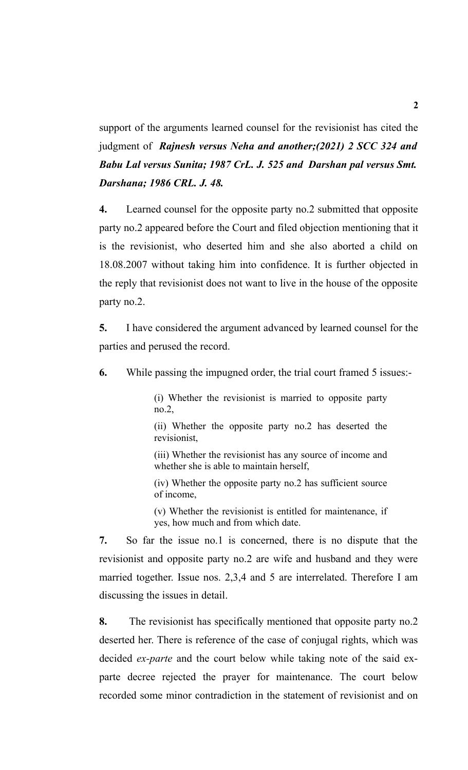support of the arguments learned counsel for the revisionist has cited the judgment of ***Rajnesh versus Neha and another;(2021) 2 SCC 324 and Babu Lal versus Sunita; 1987 CrL. J. 525 and Darshan pal versus Smt. Darshana; 1986 CRL. J. 48.***

**4.** Learned counsel for the opposite party no.2 submitted that opposite party no.2 appeared before the Court and filed objection mentioning that it is the revisionist, who deserted him and she also aborted a child on 18.08.2007 without taking him into confidence. It is further objected in the reply that revisionist does not want to live in the house of the opposite party no.2.

**5.** I have considered the argument advanced by learned counsel for the parties and perused the record.

**6.** While passing the impugned order, the trial court framed 5 issues:-

> (i) Whether the revisionist is married to opposite party no.2,
>
> (ii) Whether the opposite party no.2 has deserted the revisionist,
>
> (iii) Whether the revisionist has any source of income and whether she is able to maintain herself,
>
> (iv) Whether the opposite party no.2 has sufficient source of income,
>
> (v) Whether the revisionist is entitled for maintenance, if yes, how much and from which date.

**7.** So far the issue no.1 is concerned, there is no dispute that the revisionist and opposite party no.2 are wife and husband and they were married together. Issue nos. 2,3,4 and 5 are interrelated. Therefore I am discussing the issues in detail.

**8.** The revisionist has specifically mentioned that opposite party no.2 deserted her. There is reference of the case of conjugal rights, which was decided *ex-parte* and the court below while taking note of the said ex-parte decree rejected the prayer for maintenance. The court below recorded some minor contradiction in the statement of revisionist and on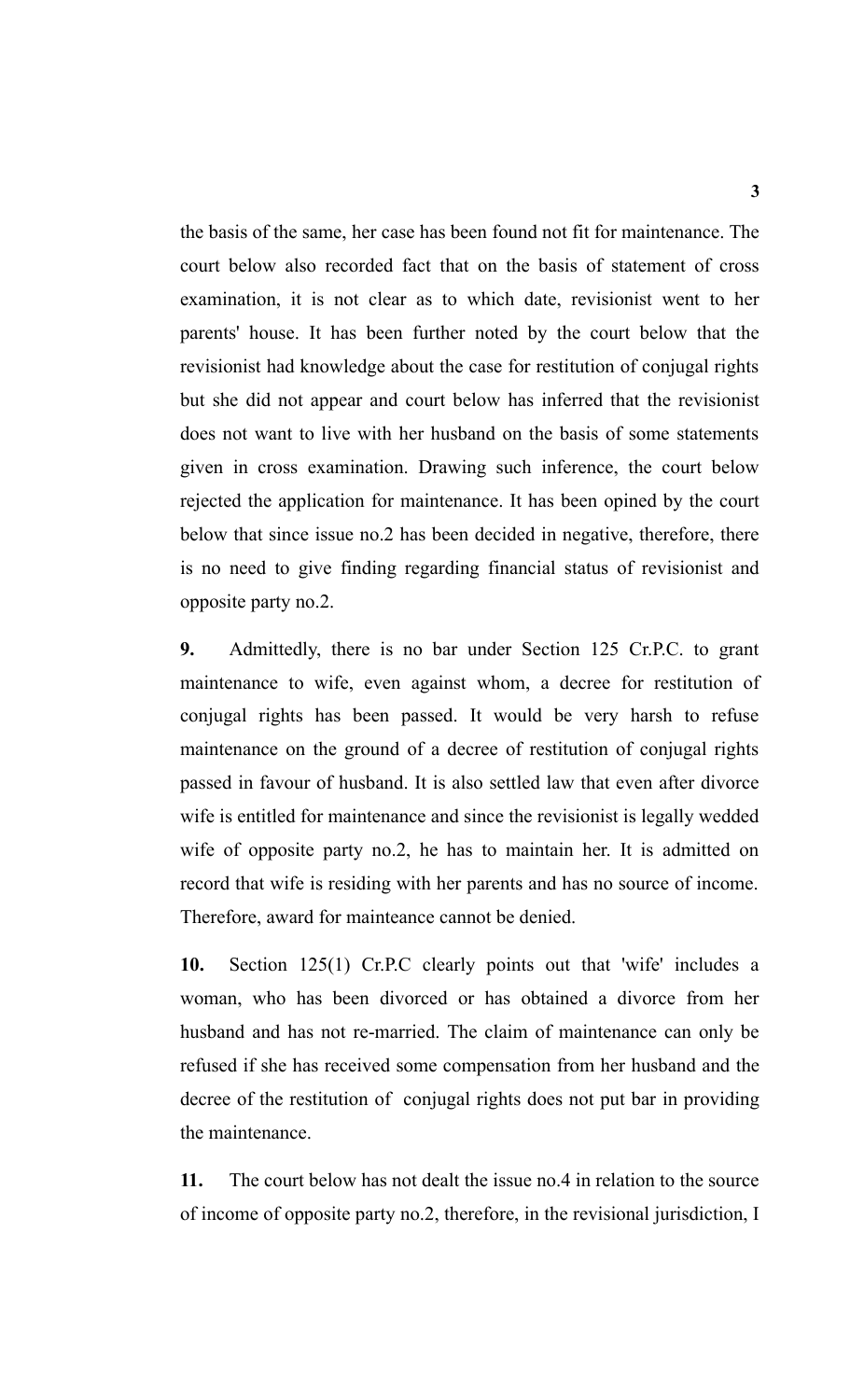the basis of the same, her case has been found not fit for maintenance. The court below also recorded fact that on the basis of statement of cross examination, it is not clear as to which date, revisionist went to her parents' house. It has been further noted by the court below that the revisionist had knowledge about the case for restitution of conjugal rights but she did not appear and court below has inferred that the revisionist does not want to live with her husband on the basis of some statements given in cross examination. Drawing such inference, the court below rejected the application for maintenance. It has been opined by the court below that since issue no.2 has been decided in negative, therefore, there is no need to give finding regarding financial status of revisionist and opposite party no.2.

**9.** Admittedly, there is no bar under Section 125 Cr.P.C. to grant maintenance to wife, even against whom, a decree for restitution of conjugal rights has been passed. It would be very harsh to refuse maintenance on the ground of a decree of restitution of conjugal rights passed in favour of husband. It is also settled law that even after divorce wife is entitled for maintenance and since the revisionist is legally wedded wife of opposite party no.2, he has to maintain her. It is admitted on record that wife is residing with her parents and has no source of income. Therefore, award for mainteance cannot be denied.

**10.** Section 125(1) Cr.P.C clearly points out that 'wife' includes a woman, who has been divorced or has obtained a divorce from her husband and has not re-married. The claim of maintenance can only be refused if she has received some compensation from her husband and the decree of the restitution of conjugal rights does not put bar in providing the maintenance.

**11.** The court below has not dealt the issue no.4 in relation to the source of income of opposite party no.2, therefore, in the revisional jurisdiction, I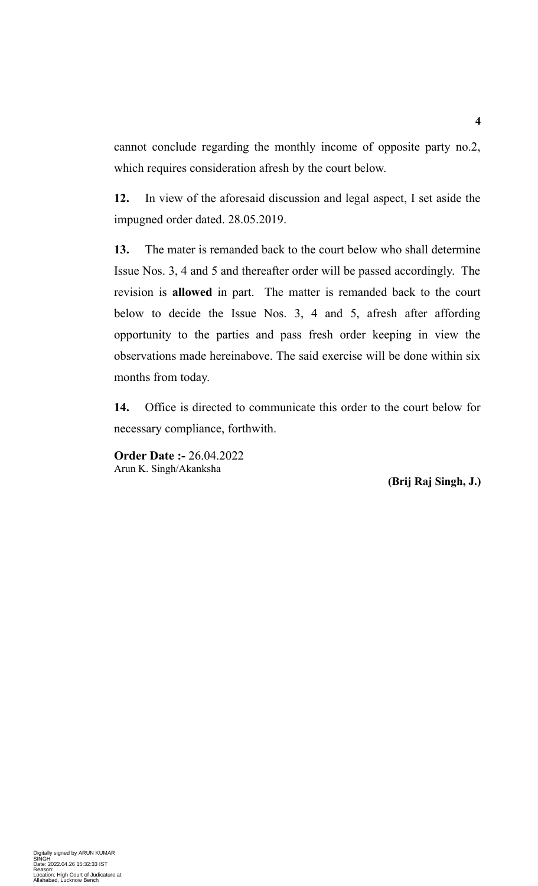cannot conclude regarding the monthly income of opposite party no.2, which requires consideration afresh by the court below.

**12.** In view of the aforesaid discussion and legal aspect, I set aside the impugned order dated. 28.05.2019.

**13.** The mater is remanded back to the court below who shall determine Issue Nos. 3, 4 and 5 and thereafter order will be passed accordingly. The revision is **allowed** in part. The matter is remanded back to the court below to decide the Issue Nos. 3, 4 and 5, afresh after affording opportunity to the parties and pass fresh order keeping in view the observations made hereinabove. The said exercise will be done within six months from today.

**14.** Office is directed to communicate this order to the court below for necessary compliance, forthwith.

**Order Date :-** 26.04.2022
Arun K. Singh/Akanksha

**(Brij Raj Singh, J.)**

Digitally signed by ARUN KUMAR SINGH
Date: 2022.04.26 15:32:33 IST
Reason:
Location: High Court of Judicature at Allahabad, Lucknow Bench